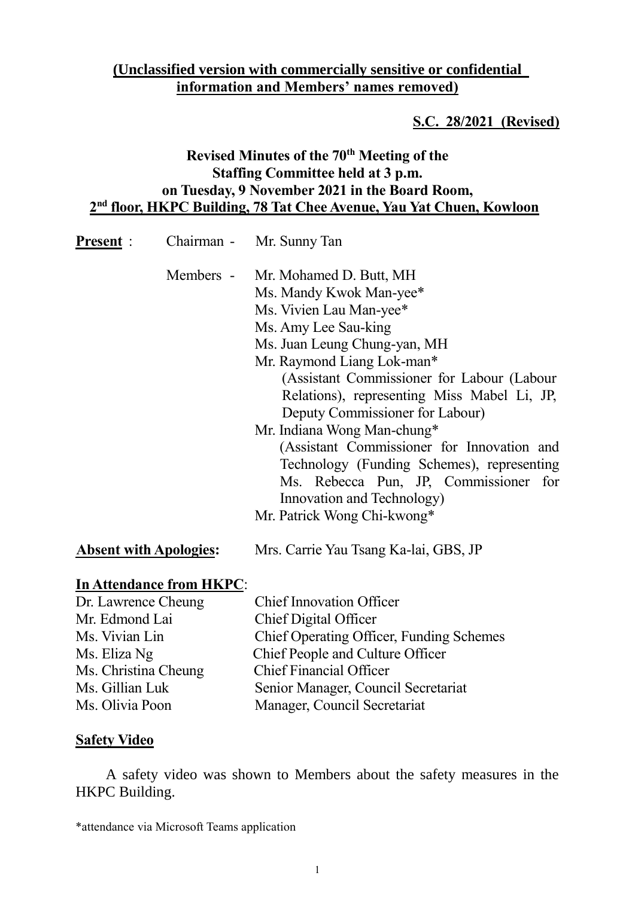**(Unclassified version with commercially sensitive or confidential information and Members' names removed)**

**S.C. 28/2021 (Revised)**

# Revised Minutes of the 70th Meeting of the Staffing Committee held at 3 p.m. on Tuesday, 9 November 2021 in the Board Room, 2nd floor, HKPC Building, 78 Tat Chee Avenue, Yau Yat Chuen, Kowloon

**Present** : Chairman - Mr. Sunny Tan

Members -
- Mr. Mohamed D. Butt, MH
- Ms. Mandy Kwok Man-yee*
- Ms. Vivien Lau Man-yee*
- Ms. Amy Lee Sau-king
- Ms. Juan Leung Chung-yan, MH
- Mr. Raymond Liang Lok-man*
  (Assistant Commissioner for Labour (Labour Relations), representing Miss Mabel Li, JP, Deputy Commissioner for Labour)
- Mr. Indiana Wong Man-chung*
  (Assistant Commissioner for Innovation and Technology (Funding Schemes), representing Ms. Rebecca Pun, JP, Commissioner for Innovation and Technology)
- Mr. Patrick Wong Chi-kwong*

**Absent with Apologies:** Mrs. Carrie Yau Tsang Ka-lai, GBS, JP

**In Attendance from HKPC**:

| | |
|---|---|
| Dr. Lawrence Cheung | Chief Innovation Officer |
| Mr. Edmond Lai | Chief Digital Officer |
| Ms. Vivian Lin | Chief Operating Officer, Funding Schemes |
| Ms. Eliza Ng | Chief People and Culture Officer |
| Ms. Christina Cheung | Chief Financial Officer |
| Ms. Gillian Luk | Senior Manager, Council Secretariat |
| Ms. Olivia Poon | Manager, Council Secretariat |

## Safety Video

A safety video was shown to Members about the safety measures in the HKPC Building.

*attendance via Microsoft Teams application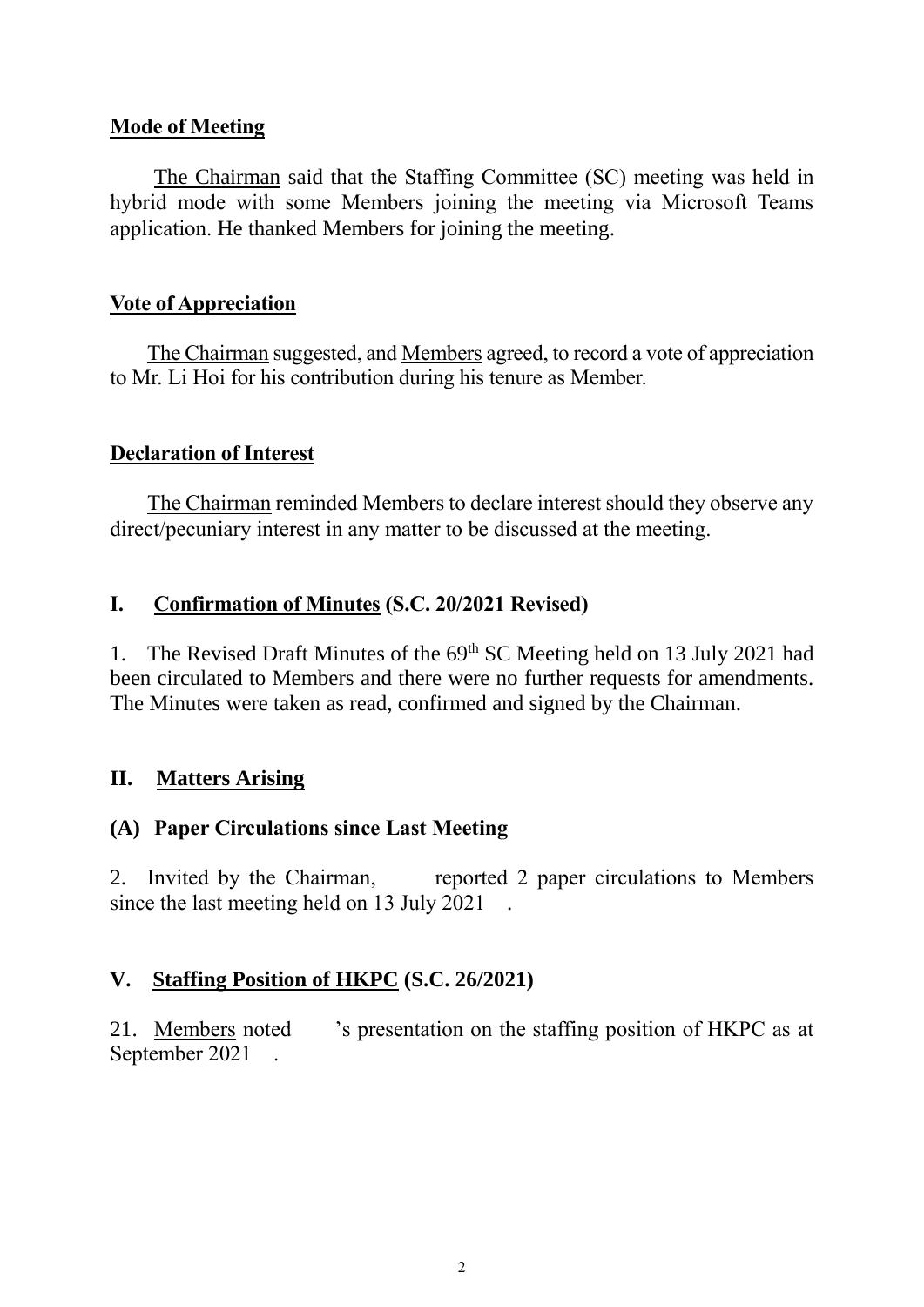**Mode of Meeting**

The Chairman said that the Staffing Committee (SC) meeting was held in hybrid mode with some Members joining the meeting via Microsoft Teams application. He thanked Members for joining the meeting.

**Vote of Appreciation**

The Chairman suggested, and Members agreed, to record a vote of appreciation to Mr. Li Hoi for his contribution during his tenure as Member.

**Declaration of Interest**

The Chairman reminded Members to declare interest should they observe any direct/pecuniary interest in any matter to be discussed at the meeting.

## I. Confirmation of Minutes (S.C. 20/2021 Revised)

1. The Revised Draft Minutes of the 69th SC Meeting held on 13 July 2021 had been circulated to Members and there were no further requests for amendments. The Minutes were taken as read, confirmed and signed by the Chairman.

## II. Matters Arising

### (A) Paper Circulations since Last Meeting

2. Invited by the Chairman, reported 2 paper circulations to Members since the last meeting held on 13 July 2021 .

## V. Staffing Position of HKPC (S.C. 26/2021)

21. Members noted 's presentation on the staffing position of HKPC as at September 2021 .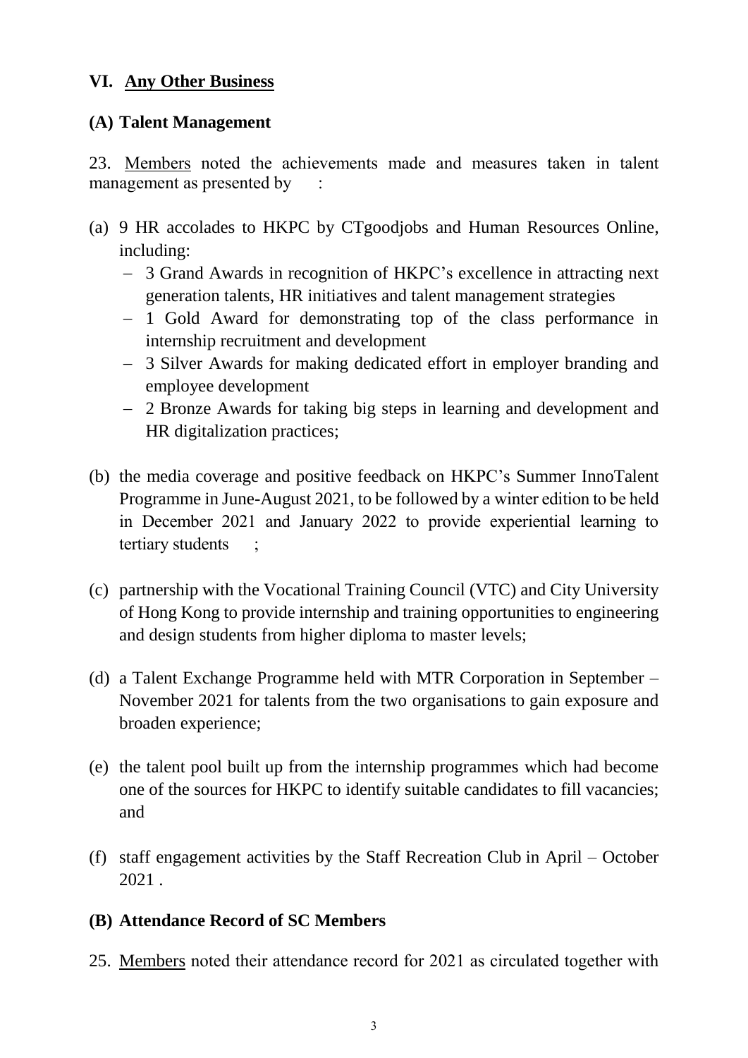## VI. Any Other Business

### (A) Talent Management

23. Members noted the achievements made and measures taken in talent management as presented by :

(a) 9 HR accolades to HKPC by CTgoodjobs and Human Resources Online, including:
   - 3 Grand Awards in recognition of HKPC's excellence in attracting next generation talents, HR initiatives and talent management strategies
   - 1 Gold Award for demonstrating top of the class performance in internship recruitment and development
   - 3 Silver Awards for making dedicated effort in employer branding and employee development
   - 2 Bronze Awards for taking big steps in learning and development and HR digitalization practices;

(b) the media coverage and positive feedback on HKPC's Summer InnoTalent Programme in June-August 2021, to be followed by a winter edition to be held in December 2021 and January 2022 to provide experiential learning to tertiary students ;

(c) partnership with the Vocational Training Council (VTC) and City University of Hong Kong to provide internship and training opportunities to engineering and design students from higher diploma to master levels;

(d) a Talent Exchange Programme held with MTR Corporation in September – November 2021 for talents from the two organisations to gain exposure and broaden experience;

(e) the talent pool built up from the internship programmes which had become one of the sources for HKPC to identify suitable candidates to fill vacancies; and

(f) staff engagement activities by the Staff Recreation Club in April – October 2021 .

### (B) Attendance Record of SC Members

25. Members noted their attendance record for 2021 as circulated together with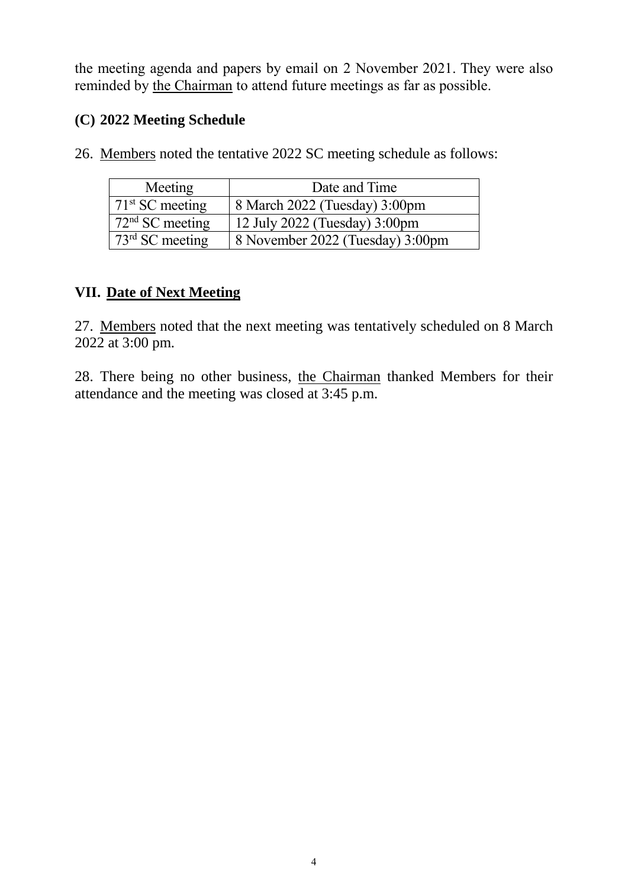the meeting agenda and papers by email on 2 November 2021. They were also reminded by the Chairman to attend future meetings as far as possible.

### (C) 2022 Meeting Schedule

26. Members noted the tentative 2022 SC meeting schedule as follows:

| Meeting | Date and Time |
|---|---|
| 71st SC meeting | 8 March 2022 (Tuesday) 3:00pm |
| 72nd SC meeting | 12 July 2022 (Tuesday) 3:00pm |
| 73rd SC meeting | 8 November 2022 (Tuesday) 3:00pm |

## VII. Date of Next Meeting

27. Members noted that the next meeting was tentatively scheduled on 8 March 2022 at 3:00 pm.

28. There being no other business, the Chairman thanked Members for their attendance and the meeting was closed at 3:45 p.m.